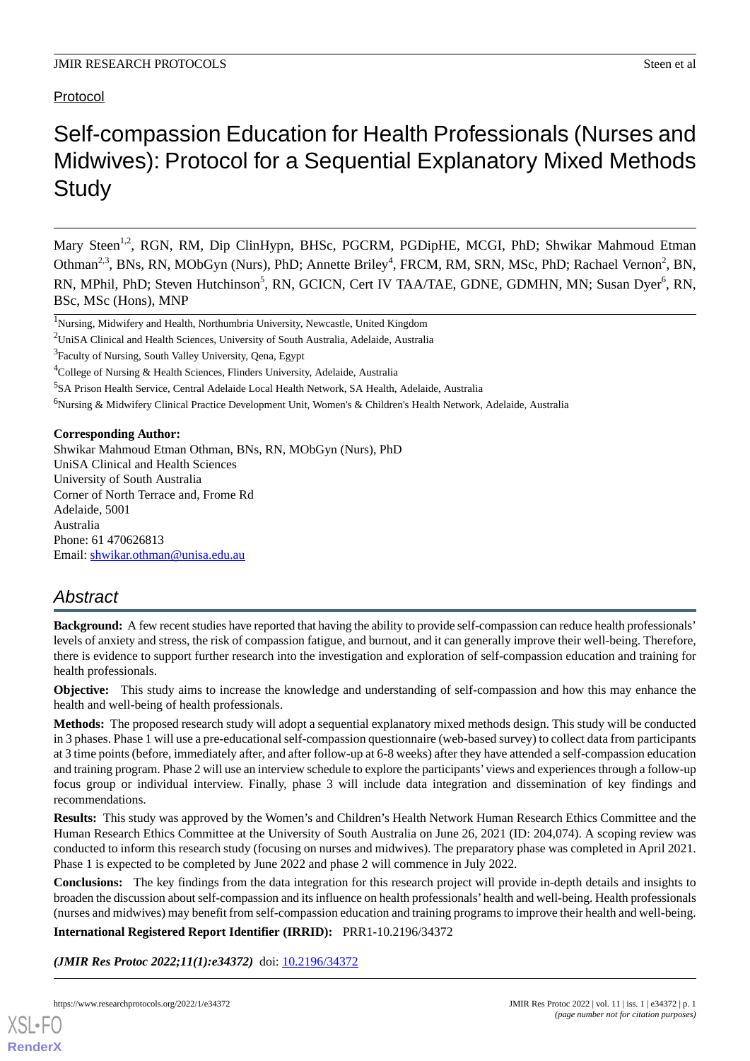Protocol

# Self-compassion Education for Health Professionals (Nurses and Midwives): Protocol for a Sequential Explanatory Mixed Methods Study

Mary Steen[1,2], RGN, RM, Dip ClinHypn, BHSc, PGCRM, PGDipHE, MCGI, PhD; Shwikar Mahmoud Etman Othman[2,3], BNs, RN, MObGyn (Nurs), PhD; Annette Briley[4], FRCM, RM, SRN, MSc, PhD; Rachael Vernon[2], BN, RN, MPhil, PhD; Steven Hutchinson[5], RN, GCICN, Cert IV TAA/TAE, GDNE, GDMHN, MN; Susan Dyer[6], RN, BSc, MSc (Hons), MNP

[1]Nursing, Midwifery and Health, Northumbria University, Newcastle, United Kingdom

[2]UniSA Clinical and Health Sciences, University of South Australia, Adelaide, Australia

[3]Faculty of Nursing, South Valley University, Qena, Egypt

[4]College of Nursing & Health Sciences, Flinders University, Adelaide, Australia

[5]SA Prison Health Service, Central Adelaide Local Health Network, SA Health, Adelaide, Australia

[6]Nursing & Midwifery Clinical Practice Development Unit, Women's & Children's Health Network, Adelaide, Australia

**Corresponding Author:**
Shwikar Mahmoud Etman Othman, BNs, RN, MObGyn (Nurs), PhD
UniSA Clinical and Health Sciences
University of South Australia
Corner of North Terrace and, Frome Rd
Adelaide, 5001
Australia
Phone: 61 470626813
Email: shwikar.othman@unisa.edu.au

## Abstract

**Background:** A few recent studies have reported that having the ability to provide self-compassion can reduce health professionals' levels of anxiety and stress, the risk of compassion fatigue, and burnout, and it can generally improve their well-being. Therefore, there is evidence to support further research into the investigation and exploration of self-compassion education and training for health professionals.

**Objective:** This study aims to increase the knowledge and understanding of self-compassion and how this may enhance the health and well-being of health professionals.

**Methods:** The proposed research study will adopt a sequential explanatory mixed methods design. This study will be conducted in 3 phases. Phase 1 will use a pre-educational self-compassion questionnaire (web-based survey) to collect data from participants at 3 time points (before, immediately after, and after follow-up at 6-8 weeks) after they have attended a self-compassion education and training program. Phase 2 will use an interview schedule to explore the participants' views and experiences through a follow-up focus group or individual interview. Finally, phase 3 will include data integration and dissemination of key findings and recommendations.

**Results:** This study was approved by the Women's and Children's Health Network Human Research Ethics Committee and the Human Research Ethics Committee at the University of South Australia on June 26, 2021 (ID: 204,074). A scoping review was conducted to inform this research study (focusing on nurses and midwives). The preparatory phase was completed in April 2021. Phase 1 is expected to be completed by June 2022 and phase 2 will commence in July 2022.

**Conclusions:** The key findings from the data integration for this research project will provide in-depth details and insights to broaden the discussion about self-compassion and its influence on health professionals' health and well-being. Health professionals (nurses and midwives) may benefit from self-compassion education and training programs to improve their health and well-being.

**International Registered Report Identifier (IRRID):** PRR1-10.2196/34372

***(JMIR Res Protoc 2022;11(1):e34372)*** doi: 10.2196/34372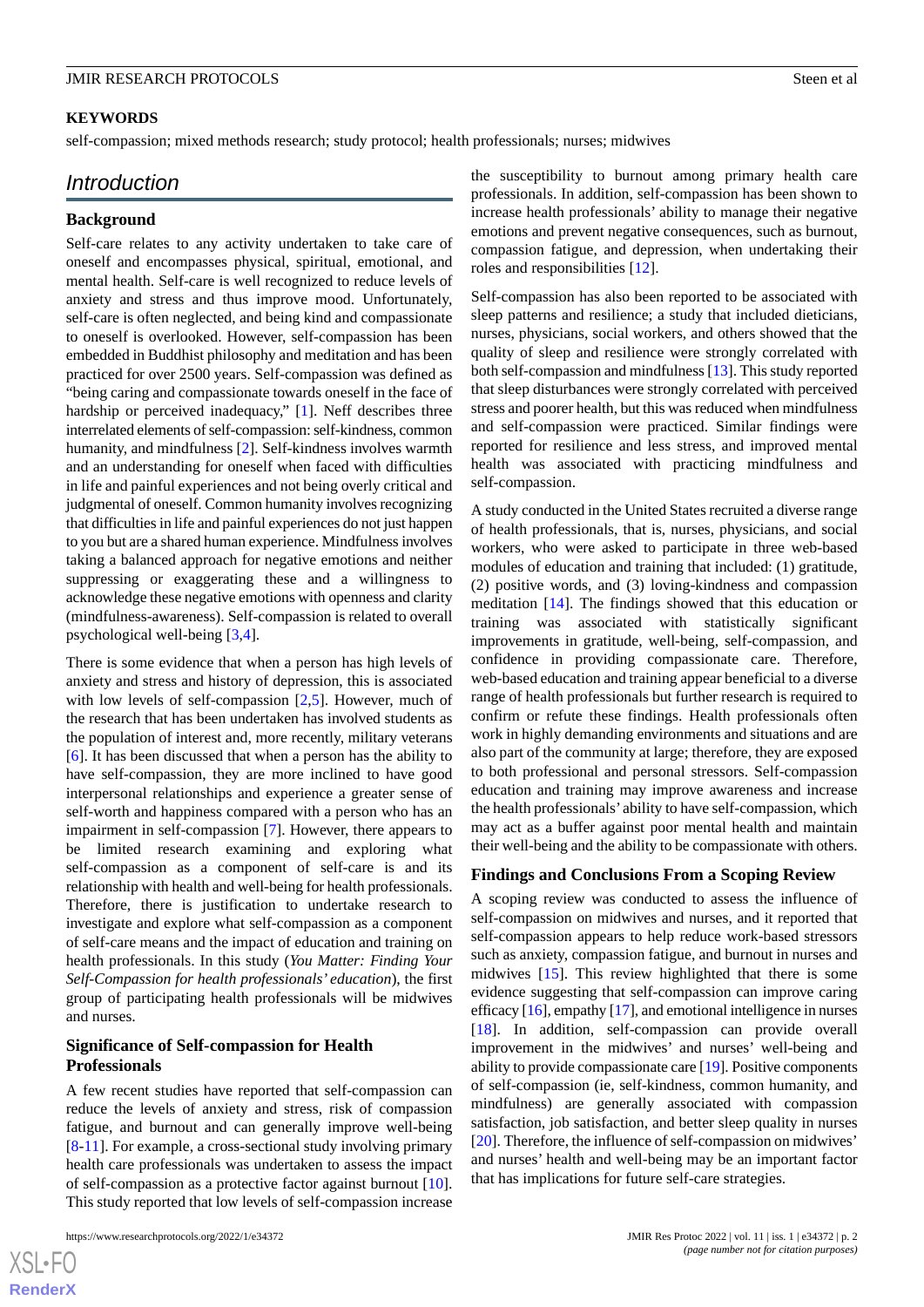**KEYWORDS**

self-compassion; mixed methods research; study protocol; health professionals; nurses; midwives

## Introduction

### Background

Self-care relates to any activity undertaken to take care of oneself and encompasses physical, spiritual, emotional, and mental health. Self-care is well recognized to reduce levels of anxiety and stress and thus improve mood. Unfortunately, self-care is often neglected, and being kind and compassionate to oneself is overlooked. However, self-compassion has been embedded in Buddhist philosophy and meditation and has been practiced for over 2500 years. Self-compassion was defined as "being caring and compassionate towards oneself in the face of hardship or perceived inadequacy," [1]. Neff describes three interrelated elements of self-compassion: self-kindness, common humanity, and mindfulness [2]. Self-kindness involves warmth and an understanding for oneself when faced with difficulties in life and painful experiences and not being overly critical and judgmental of oneself. Common humanity involves recognizing that difficulties in life and painful experiences do not just happen to you but are a shared human experience. Mindfulness involves taking a balanced approach for negative emotions and neither suppressing or exaggerating these and a willingness to acknowledge these negative emotions with openness and clarity (mindfulness-awareness). Self-compassion is related to overall psychological well-being [3,4].

There is some evidence that when a person has high levels of anxiety and stress and history of depression, this is associated with low levels of self-compassion [2,5]. However, much of the research that has been undertaken has involved students as the population of interest and, more recently, military veterans [6]. It has been discussed that when a person has the ability to have self-compassion, they are more inclined to have good interpersonal relationships and experience a greater sense of self-worth and happiness compared with a person who has an impairment in self-compassion [7]. However, there appears to be limited research examining and exploring what self-compassion as a component of self-care is and its relationship with health and well-being for health professionals. Therefore, there is justification to undertake research to investigate and explore what self-compassion as a component of self-care means and the impact of education and training on health professionals. In this study (*You Matter: Finding Your Self-Compassion for health professionals' education*), the first group of participating health professionals will be midwives and nurses.

### Significance of Self-compassion for Health Professionals

A few recent studies have reported that self-compassion can reduce the levels of anxiety and stress, risk of compassion fatigue, and burnout and can generally improve well-being [8-11]. For example, a cross-sectional study involving primary health care professionals was undertaken to assess the impact of self-compassion as a protective factor against burnout [10]. This study reported that low levels of self-compassion increase the susceptibility to burnout among primary health care professionals. In addition, self-compassion has been shown to increase health professionals' ability to manage their negative emotions and prevent negative consequences, such as burnout, compassion fatigue, and depression, when undertaking their roles and responsibilities [12].

Self-compassion has also been reported to be associated with sleep patterns and resilience; a study that included dieticians, nurses, physicians, social workers, and others showed that the quality of sleep and resilience were strongly correlated with both self-compassion and mindfulness [13]. This study reported that sleep disturbances were strongly correlated with perceived stress and poorer health, but this was reduced when mindfulness and self-compassion were practiced. Similar findings were reported for resilience and less stress, and improved mental health was associated with practicing mindfulness and self-compassion.

A study conducted in the United States recruited a diverse range of health professionals, that is, nurses, physicians, and social workers, who were asked to participate in three web-based modules of education and training that included: (1) gratitude, (2) positive words, and (3) loving-kindness and compassion meditation [14]. The findings showed that this education or training was associated with statistically significant improvements in gratitude, well-being, self-compassion, and confidence in providing compassionate care. Therefore, web-based education and training appear beneficial to a diverse range of health professionals but further research is required to confirm or refute these findings. Health professionals often work in highly demanding environments and situations and are also part of the community at large; therefore, they are exposed to both professional and personal stressors. Self-compassion education and training may improve awareness and increase the health professionals' ability to have self-compassion, which may act as a buffer against poor mental health and maintain their well-being and the ability to be compassionate with others.

### Findings and Conclusions From a Scoping Review

A scoping review was conducted to assess the influence of self-compassion on midwives and nurses, and it reported that self-compassion appears to help reduce work-based stressors such as anxiety, compassion fatigue, and burnout in nurses and midwives [15]. This review highlighted that there is some evidence suggesting that self-compassion can improve caring efficacy [16], empathy [17], and emotional intelligence in nurses [18]. In addition, self-compassion can provide overall improvement in the midwives' and nurses' well-being and ability to provide compassionate care [19]. Positive components of self-compassion (ie, self-kindness, common humanity, and mindfulness) are generally associated with compassion satisfaction, job satisfaction, and better sleep quality in nurses [20]. Therefore, the influence of self-compassion on midwives' and nurses' health and well-being may be an important factor that has implications for future self-care strategies.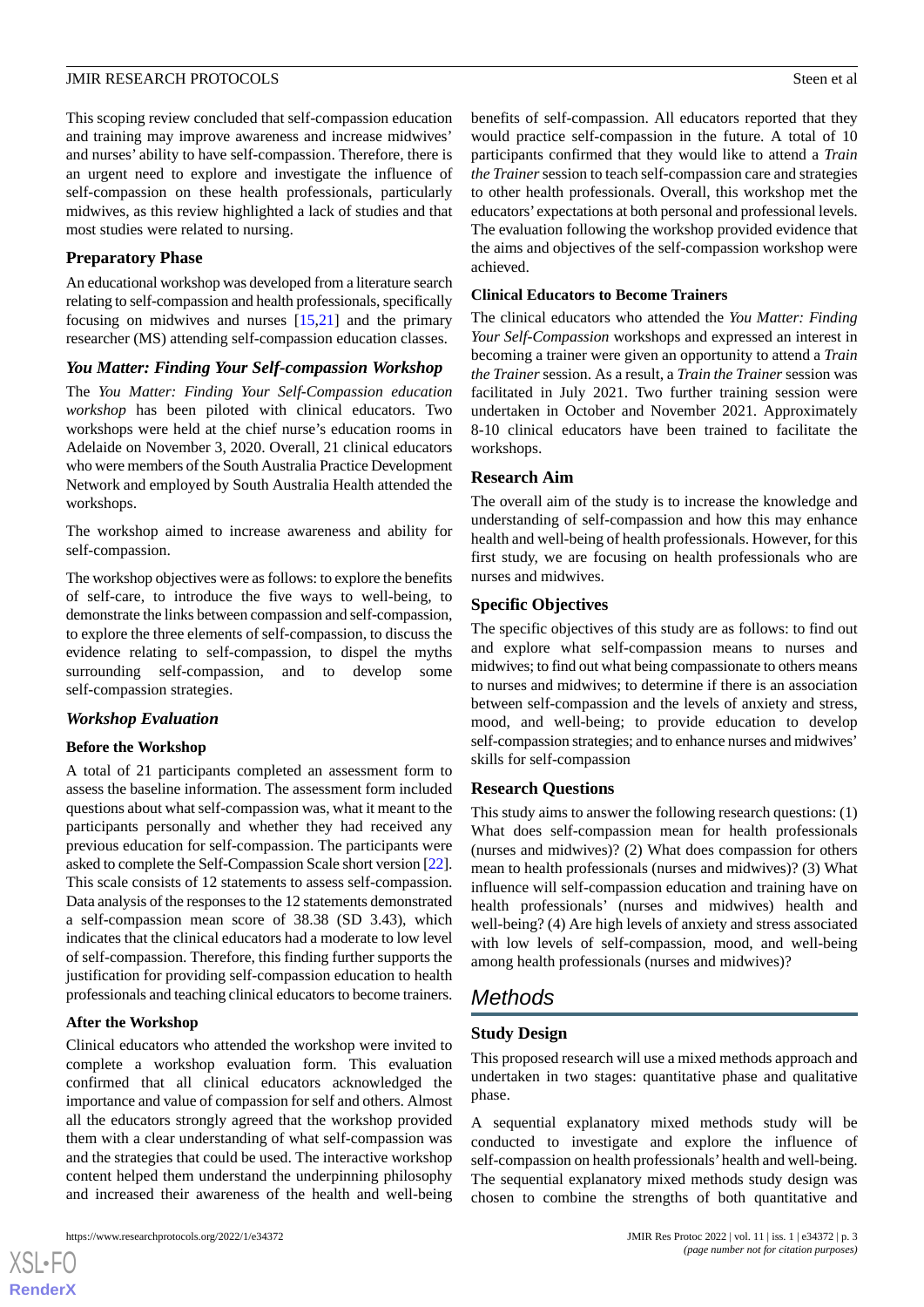This scoping review concluded that self-compassion education and training may improve awareness and increase midwives' and nurses' ability to have self-compassion. Therefore, there is an urgent need to explore and investigate the influence of self-compassion on these health professionals, particularly midwives, as this review highlighted a lack of studies and that most studies were related to nursing.

### Preparatory Phase

An educational workshop was developed from a literature search relating to self-compassion and health professionals, specifically focusing on midwives and nurses [15,21] and the primary researcher (MS) attending self-compassion education classes.

### *You Matter: Finding Your Self-compassion Workshop*

The *You Matter: Finding Your Self-Compassion education workshop* has been piloted with clinical educators. Two workshops were held at the chief nurse's education rooms in Adelaide on November 3, 2020. Overall, 21 clinical educators who were members of the South Australia Practice Development Network and employed by South Australia Health attended the workshops.

The workshop aimed to increase awareness and ability for self-compassion.

The workshop objectives were as follows: to explore the benefits of self-care, to introduce the five ways to well-being, to demonstrate the links between compassion and self-compassion, to explore the three elements of self-compassion, to discuss the evidence relating to self-compassion, to dispel the myths surrounding self-compassion, and to develop some self-compassion strategies.

### *Workshop Evaluation*

#### Before the Workshop

A total of 21 participants completed an assessment form to assess the baseline information. The assessment form included questions about what self-compassion was, what it meant to the participants personally and whether they had received any previous education for self-compassion. The participants were asked to complete the Self-Compassion Scale short version [22]. This scale consists of 12 statements to assess self-compassion. Data analysis of the responses to the 12 statements demonstrated a self-compassion mean score of 38.38 (SD 3.43), which indicates that the clinical educators had a moderate to low level of self-compassion. Therefore, this finding further supports the justification for providing self-compassion education to health professionals and teaching clinical educators to become trainers.

#### After the Workshop

Clinical educators who attended the workshop were invited to complete a workshop evaluation form. This evaluation confirmed that all clinical educators acknowledged the importance and value of compassion for self and others. Almost all the educators strongly agreed that the workshop provided them with a clear understanding of what self-compassion was and the strategies that could be used. The interactive workshop content helped them understand the underpinning philosophy and increased their awareness of the health and well-being benefits of self-compassion. All educators reported that they would practice self-compassion in the future. A total of 10 participants confirmed that they would like to attend a *Train the Trainer* session to teach self-compassion care and strategies to other health professionals. Overall, this workshop met the educators' expectations at both personal and professional levels. The evaluation following the workshop provided evidence that the aims and objectives of the self-compassion workshop were achieved.

#### Clinical Educators to Become Trainers

The clinical educators who attended the *You Matter: Finding Your Self-Compassion* workshops and expressed an interest in becoming a trainer were given an opportunity to attend a *Train the Trainer* session. As a result, a *Train the Trainer* session was facilitated in July 2021. Two further training session were undertaken in October and November 2021. Approximately 8-10 clinical educators have been trained to facilitate the workshops.

### Research Aim

The overall aim of the study is to increase the knowledge and understanding of self-compassion and how this may enhance health and well-being of health professionals. However, for this first study, we are focusing on health professionals who are nurses and midwives.

### Specific Objectives

The specific objectives of this study are as follows: to find out and explore what self-compassion means to nurses and midwives; to find out what being compassionate to others means to nurses and midwives; to determine if there is an association between self-compassion and the levels of anxiety and stress, mood, and well-being; to provide education to develop self-compassion strategies; and to enhance nurses and midwives' skills for self-compassion

### Research Questions

This study aims to answer the following research questions: (1) What does self-compassion mean for health professionals (nurses and midwives)? (2) What does compassion for others mean to health professionals (nurses and midwives)? (3) What influence will self-compassion education and training have on health professionals' (nurses and midwives) health and well-being? (4) Are high levels of anxiety and stress associated with low levels of self-compassion, mood, and well-being among health professionals (nurses and midwives)?

## *Methods*

### Study Design

This proposed research will use a mixed methods approach and undertaken in two stages: quantitative phase and qualitative phase.

A sequential explanatory mixed methods study will be conducted to investigate and explore the influence of self-compassion on health professionals' health and well-being. The sequential explanatory mixed methods study design was chosen to combine the strengths of both quantitative and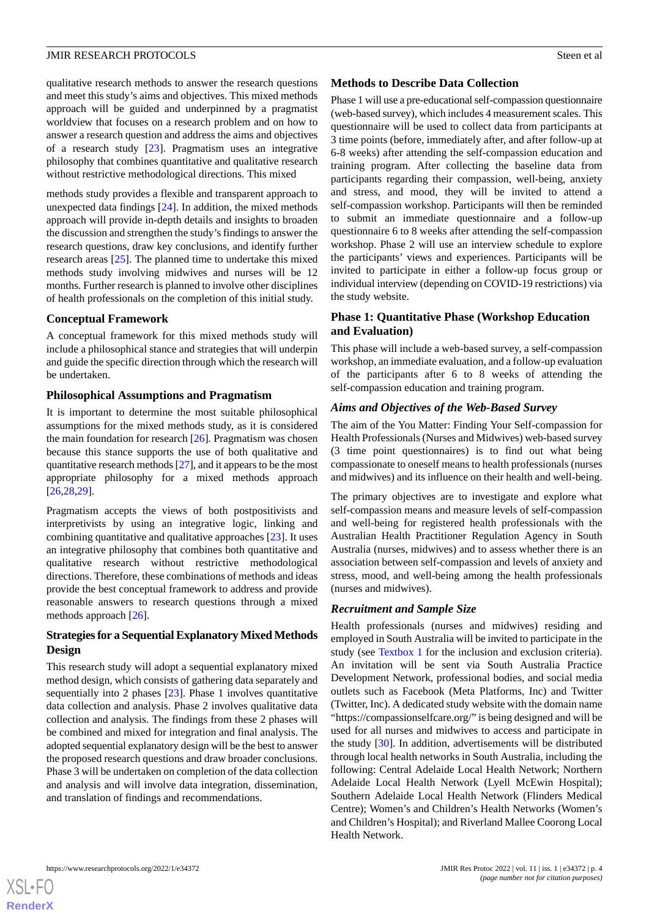qualitative research methods to answer the research questions and meet this study's aims and objectives. This mixed methods approach will be guided and underpinned by a pragmatist worldview that focuses on a research problem and on how to answer a research question and address the aims and objectives of a research study [23]. Pragmatism uses an integrative philosophy that combines quantitative and qualitative research without restrictive methodological directions. This mixed methods study provides a flexible and transparent approach to unexpected data findings [24]. In addition, the mixed methods approach will provide in-depth details and insights to broaden the discussion and strengthen the study's findings to answer the research questions, draw key conclusions, and identify further research areas [25]. The planned time to undertake this mixed methods study involving midwives and nurses will be 12 months. Further research is planned to involve other disciplines of health professionals on the completion of this initial study.

### Conceptual Framework

A conceptual framework for this mixed methods study will include a philosophical stance and strategies that will underpin and guide the specific direction through which the research will be undertaken.

### Philosophical Assumptions and Pragmatism

It is important to determine the most suitable philosophical assumptions for the mixed methods study, as it is considered the main foundation for research [26]. Pragmatism was chosen because this stance supports the use of both qualitative and quantitative research methods [27], and it appears to be the most appropriate philosophy for a mixed methods approach [26,28,29].

Pragmatism accepts the views of both postpositivists and interpretivists by using an integrative logic, linking and combining quantitative and qualitative approaches [23]. It uses an integrative philosophy that combines both quantitative and qualitative research without restrictive methodological directions. Therefore, these combinations of methods and ideas provide the best conceptual framework to address and provide reasonable answers to research questions through a mixed methods approach [26].

### Strategies for a Sequential Explanatory Mixed Methods Design

This research study will adopt a sequential explanatory mixed method design, which consists of gathering data separately and sequentially into 2 phases [23]. Phase 1 involves quantitative data collection and analysis. Phase 2 involves qualitative data collection and analysis. The findings from these 2 phases will be combined and mixed for integration and final analysis. The adopted sequential explanatory design will be the best to answer the proposed research questions and draw broader conclusions. Phase 3 will be undertaken on completion of the data collection and analysis and will involve data integration, dissemination, and translation of findings and recommendations.

### Methods to Describe Data Collection

Phase 1 will use a pre-educational self-compassion questionnaire (web-based survey), which includes 4 measurement scales. This questionnaire will be used to collect data from participants at 3 time points (before, immediately after, and after follow-up at 6-8 weeks) after attending the self-compassion education and training program. After collecting the baseline data from participants regarding their compassion, well-being, anxiety and stress, and mood, they will be invited to attend a self-compassion workshop. Participants will then be reminded to submit an immediate questionnaire and a follow-up questionnaire 6 to 8 weeks after attending the self-compassion workshop. Phase 2 will use an interview schedule to explore the participants' views and experiences. Participants will be invited to participate in either a follow-up focus group or individual interview (depending on COVID-19 restrictions) via the study website.

### Phase 1: Quantitative Phase (Workshop Education and Evaluation)

This phase will include a web-based survey, a self-compassion workshop, an immediate evaluation, and a follow-up evaluation of the participants after 6 to 8 weeks of attending the self-compassion education and training program.

#### *Aims and Objectives of the Web-Based Survey*

The aim of the You Matter: Finding Your Self-compassion for Health Professionals (Nurses and Midwives) web-based survey (3 time point questionnaires) is to find out what being compassionate to oneself means to health professionals (nurses and midwives) and its influence on their health and well-being.

The primary objectives are to investigate and explore what self-compassion means and measure levels of self-compassion and well-being for registered health professionals with the Australian Health Practitioner Regulation Agency in South Australia (nurses, midwives) and to assess whether there is an association between self-compassion and levels of anxiety and stress, mood, and well-being among the health professionals (nurses and midwives).

#### *Recruitment and Sample Size*

Health professionals (nurses and midwives) residing and employed in South Australia will be invited to participate in the study (see Textbox 1 for the inclusion and exclusion criteria). An invitation will be sent via South Australia Practice Development Network, professional bodies, and social media outlets such as Facebook (Meta Platforms, Inc) and Twitter (Twitter, Inc). A dedicated study website with the domain name "https://compassionselfcare.org/" is being designed and will be used for all nurses and midwives to access and participate in the study [30]. In addition, advertisements will be distributed through local health networks in South Australia, including the following: Central Adelaide Local Health Network; Northern Adelaide Local Health Network (Lyell McEwin Hospital); Southern Adelaide Local Health Network (Flinders Medical Centre); Women's and Children's Health Networks (Women's and Children's Hospital); and Riverland Mallee Coorong Local Health Network.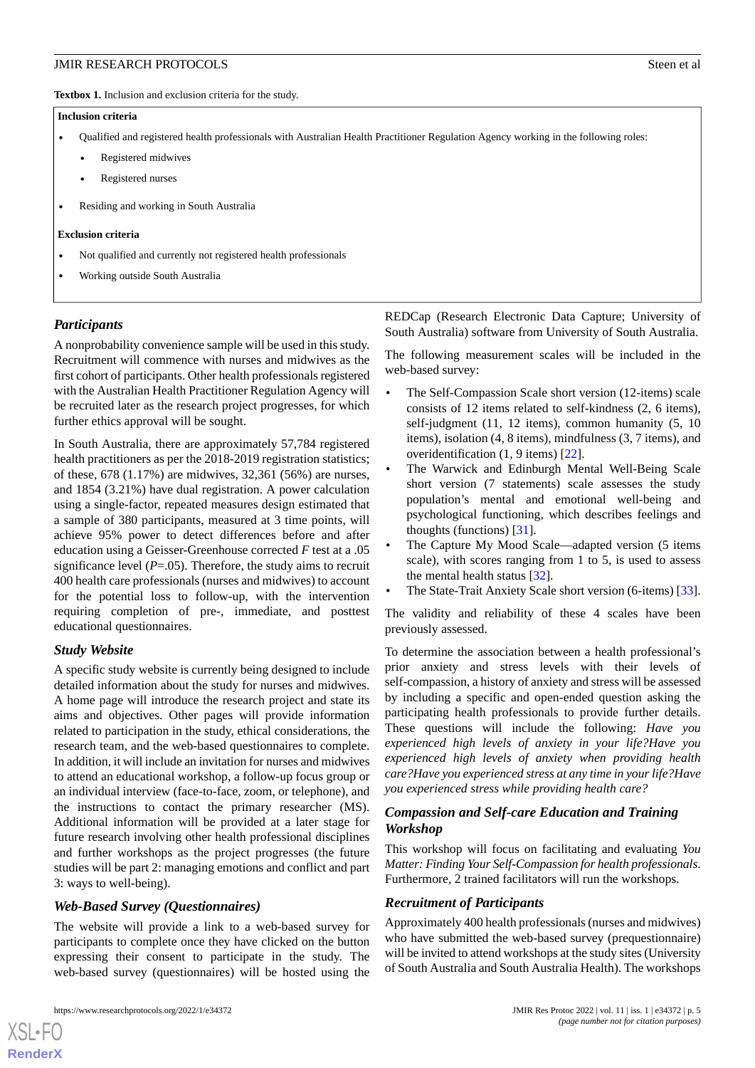**Textbox 1.** Inclusion and exclusion criteria for the study.

**Inclusion criteria**

- Qualified and registered health professionals with Australian Health Practitioner Regulation Agency working in the following roles:
  - Registered midwives
  - Registered nurses
- Residing and working in South Australia

**Exclusion criteria**

- Not qualified and currently not registered health professionals
- Working outside South Australia

### *Participants*

A nonprobability convenience sample will be used in this study. Recruitment will commence with nurses and midwives as the first cohort of participants. Other health professionals registered with the Australian Health Practitioner Regulation Agency will be recruited later as the research project progresses, for which further ethics approval will be sought.

In South Australia, there are approximately 57,784 registered health practitioners as per the 2018-2019 registration statistics; of these, 678 (1.17%) are midwives, 32,361 (56%) are nurses, and 1854 (3.21%) have dual registration. A power calculation using a single-factor, repeated measures design estimated that a sample of 380 participants, measured at 3 time points, will achieve 95% power to detect differences before and after education using a Geisser-Greenhouse corrected *F* test at a .05 significance level (*P*=.05). Therefore, the study aims to recruit 400 health care professionals (nurses and midwives) to account for the potential loss to follow-up, with the intervention requiring completion of pre-, immediate, and posttest educational questionnaires.

### *Study Website*

A specific study website is currently being designed to include detailed information about the study for nurses and midwives. A home page will introduce the research project and state its aims and objectives. Other pages will provide information related to participation in the study, ethical considerations, the research team, and the web-based questionnaires to complete. In addition, it will include an invitation for nurses and midwives to attend an educational workshop, a follow-up focus group or an individual interview (face-to-face, zoom, or telephone), and the instructions to contact the primary researcher (MS). Additional information will be provided at a later stage for future research involving other health professional disciplines and further workshops as the project progresses (the future studies will be part 2: managing emotions and conflict and part 3: ways to well-being).

### *Web-Based Survey (Questionnaires)*

The website will provide a link to a web-based survey for participants to complete once they have clicked on the button expressing their consent to participate in the study. The web-based survey (questionnaires) will be hosted using the REDCap (Research Electronic Data Capture; University of South Australia) software from University of South Australia.

The following measurement scales will be included in the web-based survey:

- The Self-Compassion Scale short version (12-items) scale consists of 12 items related to self-kindness (2, 6 items), self-judgment (11, 12 items), common humanity (5, 10 items), isolation (4, 8 items), mindfulness (3, 7 items), and overidentification (1, 9 items) [22].
- The Warwick and Edinburgh Mental Well-Being Scale short version (7 statements) scale assesses the study population's mental and emotional well-being and psychological functioning, which describes feelings and thoughts (functions) [31].
- The Capture My Mood Scale—adapted version (5 items scale), with scores ranging from 1 to 5, is used to assess the mental health status [32].
- The State-Trait Anxiety Scale short version (6-items) [33].

The validity and reliability of these 4 scales have been previously assessed.

To determine the association between a health professional's prior anxiety and stress levels with their levels of self-compassion, a history of anxiety and stress will be assessed by including a specific and open-ended question asking the participating health professionals to provide further details. These questions will include the following: *Have you experienced high levels of anxiety in your life?Have you experienced high levels of anxiety when providing health care?Have you experienced stress at any time in your life?Have you experienced stress while providing health care?*

### *Compassion and Self-care Education and Training Workshop*

This workshop will focus on facilitating and evaluating *You Matter: Finding Your Self-Compassion for health professionals*. Furthermore, 2 trained facilitators will run the workshops.

### *Recruitment of Participants*

Approximately 400 health professionals (nurses and midwives) who have submitted the web-based survey (prequestionnaire) will be invited to attend workshops at the study sites (University of South Australia and South Australia Health). The workshops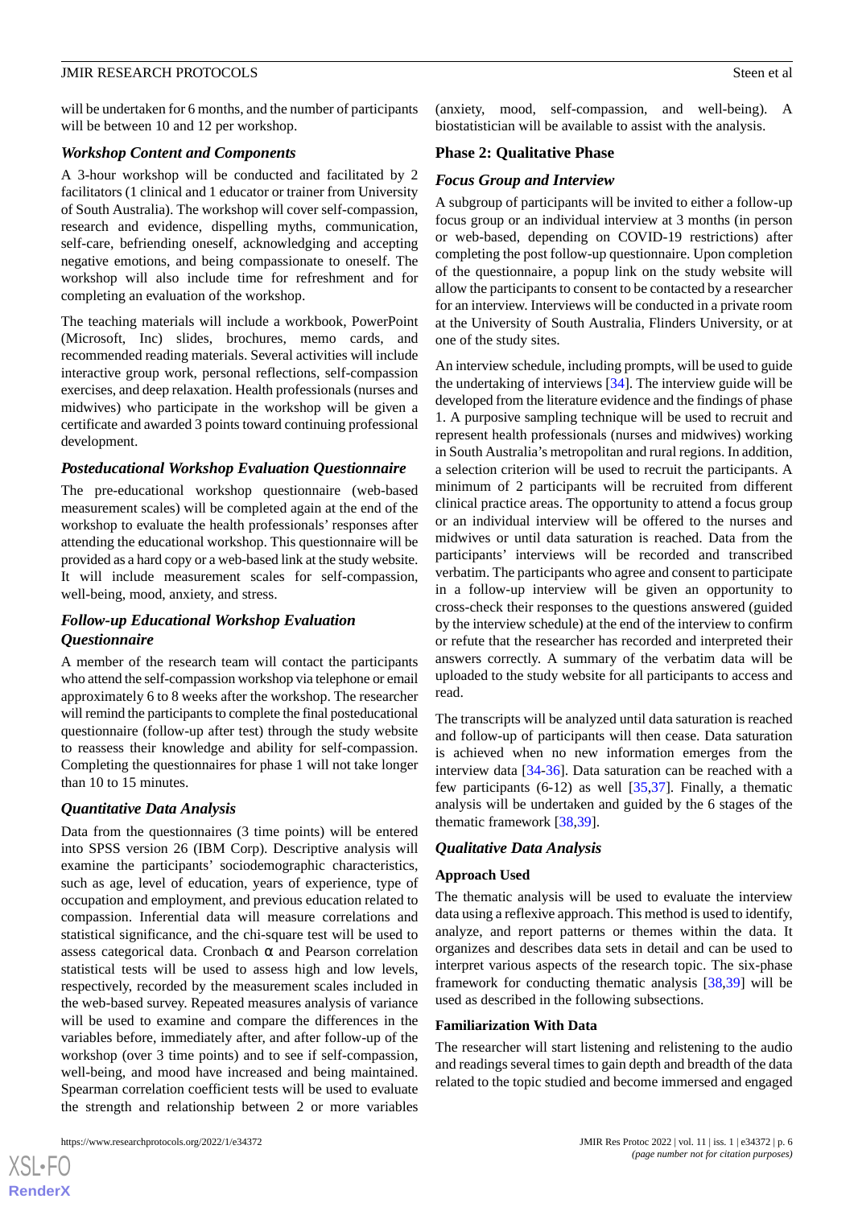will be undertaken for 6 months, and the number of participants will be between 10 and 12 per workshop.

### Workshop Content and Components

A 3-hour workshop will be conducted and facilitated by 2 facilitators (1 clinical and 1 educator or trainer from University of South Australia). The workshop will cover self-compassion, research and evidence, dispelling myths, communication, self-care, befriending oneself, acknowledging and accepting negative emotions, and being compassionate to oneself. The workshop will also include time for refreshment and for completing an evaluation of the workshop.

The teaching materials will include a workbook, PowerPoint (Microsoft, Inc) slides, brochures, memo cards, and recommended reading materials. Several activities will include interactive group work, personal reflections, self-compassion exercises, and deep relaxation. Health professionals (nurses and midwives) who participate in the workshop will be given a certificate and awarded 3 points toward continuing professional development.

### Posteducational Workshop Evaluation Questionnaire

The pre-educational workshop questionnaire (web-based measurement scales) will be completed again at the end of the workshop to evaluate the health professionals' responses after attending the educational workshop. This questionnaire will be provided as a hard copy or a web-based link at the study website. It will include measurement scales for self-compassion, well-being, mood, anxiety, and stress.

### Follow-up Educational Workshop Evaluation Questionnaire

A member of the research team will contact the participants who attend the self-compassion workshop via telephone or email approximately 6 to 8 weeks after the workshop. The researcher will remind the participants to complete the final posteducational questionnaire (follow-up after test) through the study website to reassess their knowledge and ability for self-compassion. Completing the questionnaires for phase 1 will not take longer than 10 to 15 minutes.

### Quantitative Data Analysis

Data from the questionnaires (3 time points) will be entered into SPSS version 26 (IBM Corp). Descriptive analysis will examine the participants' sociodemographic characteristics, such as age, level of education, years of experience, type of occupation and employment, and previous education related to compassion. Inferential data will measure correlations and statistical significance, and the chi-square test will be used to assess categorical data. Cronbach α and Pearson correlation statistical tests will be used to assess high and low levels, respectively, recorded by the measurement scales included in the web-based survey. Repeated measures analysis of variance will be used to examine and compare the differences in the variables before, immediately after, and after follow-up of the workshop (over 3 time points) and to see if self-compassion, well-being, and mood have increased and being maintained. Spearman correlation coefficient tests will be used to evaluate the strength and relationship between 2 or more variables (anxiety, mood, self-compassion, and well-being). A biostatistician will be available to assist with the analysis.

## Phase 2: Qualitative Phase

### Focus Group and Interview

A subgroup of participants will be invited to either a follow-up focus group or an individual interview at 3 months (in person or web-based, depending on COVID-19 restrictions) after completing the post follow-up questionnaire. Upon completion of the questionnaire, a popup link on the study website will allow the participants to consent to be contacted by a researcher for an interview. Interviews will be conducted in a private room at the University of South Australia, Flinders University, or at one of the study sites.

An interview schedule, including prompts, will be used to guide the undertaking of interviews [34]. The interview guide will be developed from the literature evidence and the findings of phase 1. A purposive sampling technique will be used to recruit and represent health professionals (nurses and midwives) working in South Australia's metropolitan and rural regions. In addition, a selection criterion will be used to recruit the participants. A minimum of 2 participants will be recruited from different clinical practice areas. The opportunity to attend a focus group or an individual interview will be offered to the nurses and midwives or until data saturation is reached. Data from the participants' interviews will be recorded and transcribed verbatim. The participants who agree and consent to participate in a follow-up interview will be given an opportunity to cross-check their responses to the questions answered (guided by the interview schedule) at the end of the interview to confirm or refute that the researcher has recorded and interpreted their answers correctly. A summary of the verbatim data will be uploaded to the study website for all participants to access and read.

The transcripts will be analyzed until data saturation is reached and follow-up of participants will then cease. Data saturation is achieved when no new information emerges from the interview data [34-36]. Data saturation can be reached with a few participants (6-12) as well [35,37]. Finally, a thematic analysis will be undertaken and guided by the 6 stages of the thematic framework [38,39].

### Qualitative Data Analysis

#### Approach Used

The thematic analysis will be used to evaluate the interview data using a reflexive approach. This method is used to identify, analyze, and report patterns or themes within the data. It organizes and describes data sets in detail and can be used to interpret various aspects of the research topic. The six-phase framework for conducting thematic analysis [38,39] will be used as described in the following subsections.

#### Familiarization With Data

The researcher will start listening and relistening to the audio and readings several times to gain depth and breadth of the data related to the topic studied and become immersed and engaged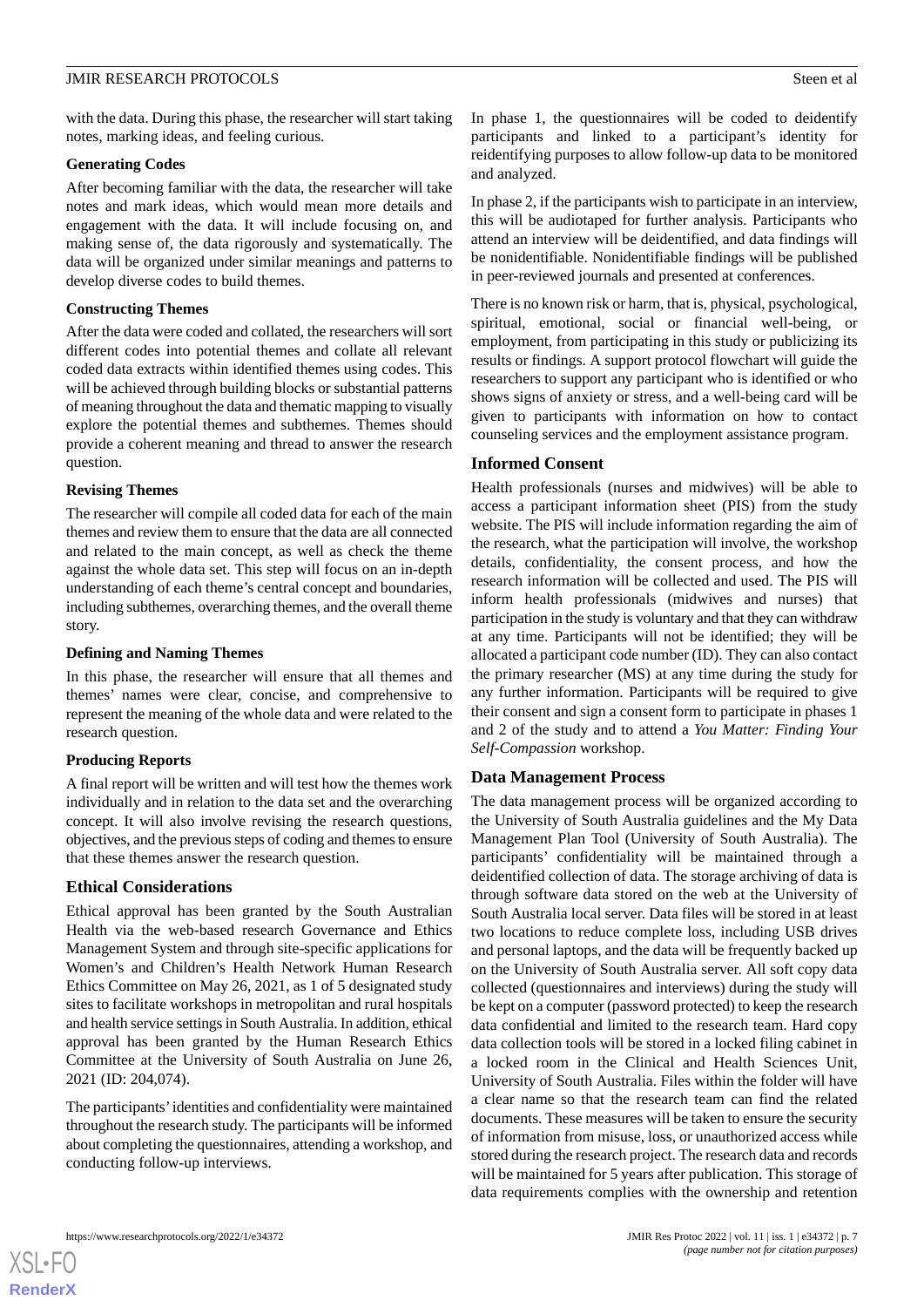with the data. During this phase, the researcher will start taking notes, marking ideas, and feeling curious.

#### Generating Codes

After becoming familiar with the data, the researcher will take notes and mark ideas, which would mean more details and engagement with the data. It will include focusing on, and making sense of, the data rigorously and systematically. The data will be organized under similar meanings and patterns to develop diverse codes to build themes.

#### Constructing Themes

After the data were coded and collated, the researchers will sort different codes into potential themes and collate all relevant coded data extracts within identified themes using codes. This will be achieved through building blocks or substantial patterns of meaning throughout the data and thematic mapping to visually explore the potential themes and subthemes. Themes should provide a coherent meaning and thread to answer the research question.

#### Revising Themes

The researcher will compile all coded data for each of the main themes and review them to ensure that the data are all connected and related to the main concept, as well as check the theme against the whole data set. This step will focus on an in-depth understanding of each theme's central concept and boundaries, including subthemes, overarching themes, and the overall theme story.

#### Defining and Naming Themes

In this phase, the researcher will ensure that all themes and themes' names were clear, concise, and comprehensive to represent the meaning of the whole data and were related to the research question.

#### Producing Reports

A final report will be written and will test how the themes work individually and in relation to the data set and the overarching concept. It will also involve revising the research questions, objectives, and the previous steps of coding and themes to ensure that these themes answer the research question.

### Ethical Considerations

Ethical approval has been granted by the South Australian Health via the web-based research Governance and Ethics Management System and through site-specific applications for Women's and Children's Health Network Human Research Ethics Committee on May 26, 2021, as 1 of 5 designated study sites to facilitate workshops in metropolitan and rural hospitals and health service settings in South Australia. In addition, ethical approval has been granted by the Human Research Ethics Committee at the University of South Australia on June 26, 2021 (ID: 204,074).

The participants' identities and confidentiality were maintained throughout the research study. The participants will be informed about completing the questionnaires, attending a workshop, and conducting follow-up interviews.

In phase 1, the questionnaires will be coded to deidentify participants and linked to a participant's identity for reidentifying purposes to allow follow-up data to be monitored and analyzed.

In phase 2, if the participants wish to participate in an interview, this will be audiotaped for further analysis. Participants who attend an interview will be deidentified, and data findings will be nonidentifiable. Nonidentifiable findings will be published in peer-reviewed journals and presented at conferences.

There is no known risk or harm, that is, physical, psychological, spiritual, emotional, social or financial well-being, or employment, from participating in this study or publicizing its results or findings. A support protocol flowchart will guide the researchers to support any participant who is identified or who shows signs of anxiety or stress, and a well-being card will be given to participants with information on how to contact counseling services and the employment assistance program.

### Informed Consent

Health professionals (nurses and midwives) will be able to access a participant information sheet (PIS) from the study website. The PIS will include information regarding the aim of the research, what the participation will involve, the workshop details, confidentiality, the consent process, and how the research information will be collected and used. The PIS will inform health professionals (midwives and nurses) that participation in the study is voluntary and that they can withdraw at any time. Participants will not be identified; they will be allocated a participant code number (ID). They can also contact the primary researcher (MS) at any time during the study for any further information. Participants will be required to give their consent and sign a consent form to participate in phases 1 and 2 of the study and to attend a *You Matter: Finding Your Self-Compassion* workshop.

### Data Management Process

The data management process will be organized according to the University of South Australia guidelines and the My Data Management Plan Tool (University of South Australia). The participants' confidentiality will be maintained through a deidentified collection of data. The storage archiving of data is through software data stored on the web at the University of South Australia local server. Data files will be stored in at least two locations to reduce complete loss, including USB drives and personal laptops, and the data will be frequently backed up on the University of South Australia server. All soft copy data collected (questionnaires and interviews) during the study will be kept on a computer (password protected) to keep the research data confidential and limited to the research team. Hard copy data collection tools will be stored in a locked filing cabinet in a locked room in the Clinical and Health Sciences Unit, University of South Australia. Files within the folder will have a clear name so that the research team can find the related documents. These measures will be taken to ensure the security of information from misuse, loss, or unauthorized access while stored during the research project. The research data and records will be maintained for 5 years after publication. This storage of data requirements complies with the ownership and retention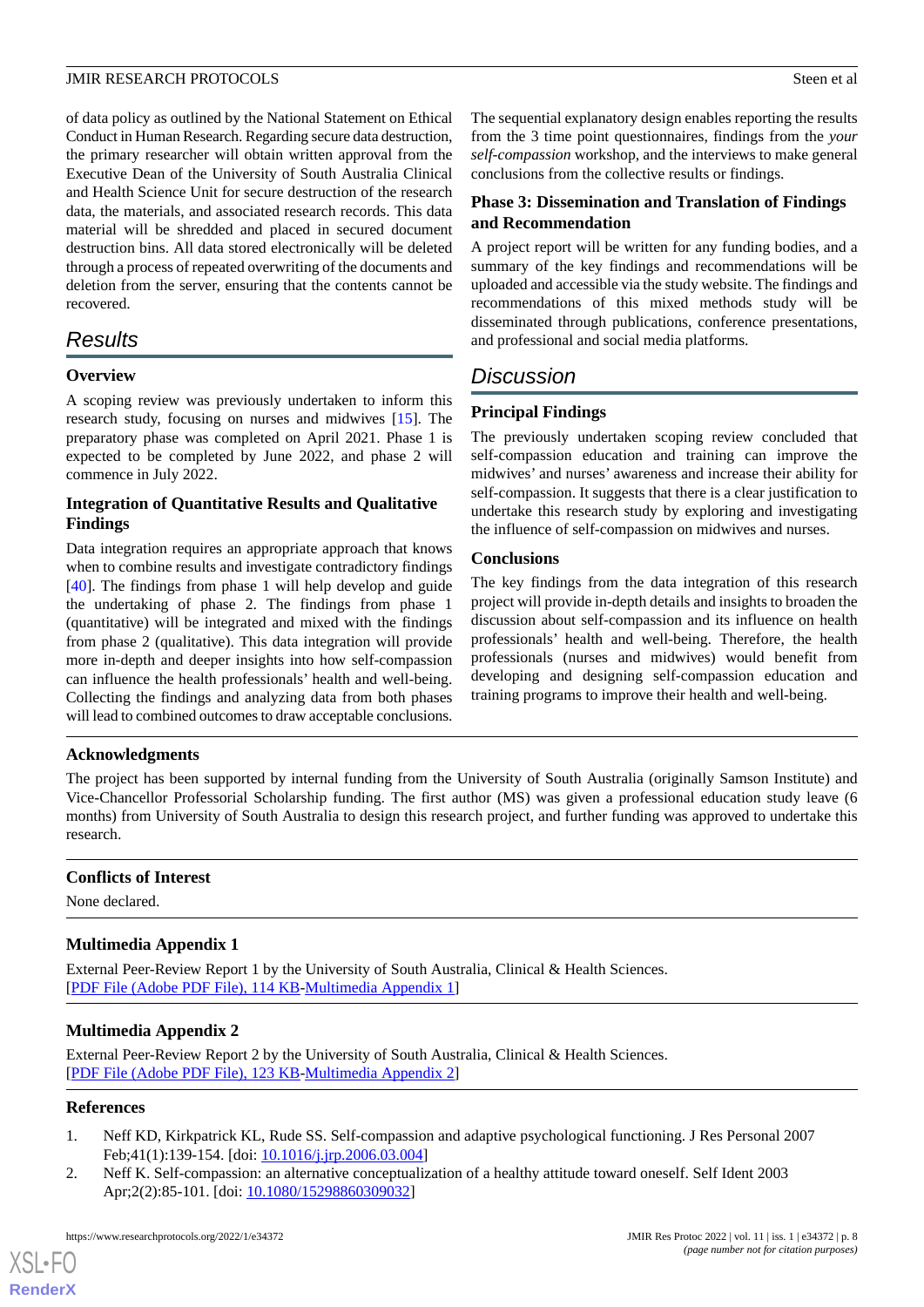of data policy as outlined by the National Statement on Ethical Conduct in Human Research. Regarding secure data destruction, the primary researcher will obtain written approval from the Executive Dean of the University of South Australia Clinical and Health Science Unit for secure destruction of the research data, the materials, and associated research records. This data material will be shredded and placed in secured document destruction bins. All data stored electronically will be deleted through a process of repeated overwriting of the documents and deletion from the server, ensuring that the contents cannot be recovered.

## Results

### Overview

A scoping review was previously undertaken to inform this research study, focusing on nurses and midwives [15]. The preparatory phase was completed on April 2021. Phase 1 is expected to be completed by June 2022, and phase 2 will commence in July 2022.

### Integration of Quantitative Results and Qualitative Findings

Data integration requires an appropriate approach that knows when to combine results and investigate contradictory findings [40]. The findings from phase 1 will help develop and guide the undertaking of phase 2. The findings from phase 1 (quantitative) will be integrated and mixed with the findings from phase 2 (qualitative). This data integration will provide more in-depth and deeper insights into how self-compassion can influence the health professionals' health and well-being. Collecting the findings and analyzing data from both phases will lead to combined outcomes to draw acceptable conclusions.

The sequential explanatory design enables reporting the results from the 3 time point questionnaires, findings from the *your self-compassion* workshop, and the interviews to make general conclusions from the collective results or findings.

### Phase 3: Dissemination and Translation of Findings and Recommendation

A project report will be written for any funding bodies, and a summary of the key findings and recommendations will be uploaded and accessible via the study website. The findings and recommendations of this mixed methods study will be disseminated through publications, conference presentations, and professional and social media platforms.

## Discussion

### Principal Findings

The previously undertaken scoping review concluded that self-compassion education and training can improve the midwives' and nurses' awareness and increase their ability for self-compassion. It suggests that there is a clear justification to undertake this research study by exploring and investigating the influence of self-compassion on midwives and nurses.

### Conclusions

The key findings from the data integration of this research project will provide in-depth details and insights to broaden the discussion about self-compassion and its influence on health professionals' health and well-being. Therefore, the health professionals (nurses and midwives) would benefit from developing and designing self-compassion education and training programs to improve their health and well-being.

### Acknowledgments

The project has been supported by internal funding from the University of South Australia (originally Samson Institute) and Vice-Chancellor Professorial Scholarship funding. The first author (MS) was given a professional education study leave (6 months) from University of South Australia to design this research project, and further funding was approved to undertake this research.

### Conflicts of Interest

None declared.

### Multimedia Appendix 1

External Peer-Review Report 1 by the University of South Australia, Clinical & Health Sciences.
[PDF File (Adobe PDF File), 114 KB-Multimedia Appendix 1]

### Multimedia Appendix 2

External Peer-Review Report 2 by the University of South Australia, Clinical & Health Sciences.
[PDF File (Adobe PDF File), 123 KB-Multimedia Appendix 2]

### References

1. Neff KD, Kirkpatrick KL, Rude SS. Self-compassion and adaptive psychological functioning. J Res Personal 2007 Feb;41(1):139-154. [doi: 10.1016/j.jrp.2006.03.004]
2. Neff K. Self-compassion: an alternative conceptualization of a healthy attitude toward oneself. Self Ident 2003 Apr;2(2):85-101. [doi: 10.1080/15298860309032]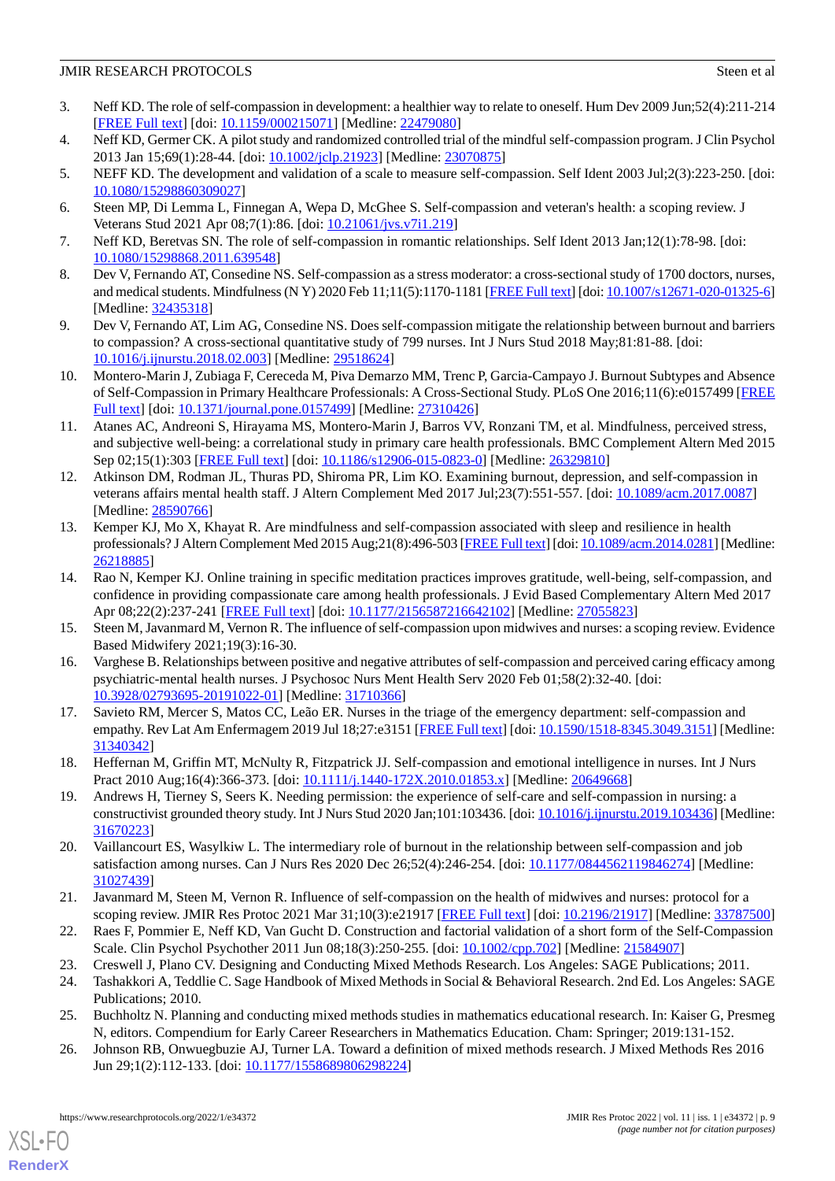3. Neff KD. The role of self-compassion in development: a healthier way to relate to oneself. Hum Dev 2009 Jun;52(4):211-214 [FREE Full text] [doi: 10.1159/000215071] [Medline: 22479080]
4. Neff KD, Germer CK. A pilot study and randomized controlled trial of the mindful self-compassion program. J Clin Psychol 2013 Jan 15;69(1):28-44. [doi: 10.1002/jclp.21923] [Medline: 23070875]
5. NEFF KD. The development and validation of a scale to measure self-compassion. Self Ident 2003 Jul;2(3):223-250. [doi: 10.1080/15298860309027]
6. Steen MP, Di Lemma L, Finnegan A, Wepa D, McGhee S. Self-compassion and veteran's health: a scoping review. J Veterans Stud 2021 Apr 08;7(1):86. [doi: 10.21061/jvs.v7i1.219]
7. Neff KD, Beretvas SN. The role of self-compassion in romantic relationships. Self Ident 2013 Jan;12(1):78-98. [doi: 10.1080/15298868.2011.639548]
8. Dev V, Fernando AT, Consedine NS. Self-compassion as a stress moderator: a cross-sectional study of 1700 doctors, nurses, and medical students. Mindfulness (N Y) 2020 Feb 11;11(5):1170-1181 [FREE Full text] [doi: 10.1007/s12671-020-01325-6] [Medline: 32435318]
9. Dev V, Fernando AT, Lim AG, Consedine NS. Does self-compassion mitigate the relationship between burnout and barriers to compassion? A cross-sectional quantitative study of 799 nurses. Int J Nurs Stud 2018 May;81:81-88. [doi: 10.1016/j.ijnurstu.2018.02.003] [Medline: 29518624]
10. Montero-Marin J, Zubiaga F, Cereceda M, Piva Demarzo MM, Trenc P, Garcia-Campayo J. Burnout Subtypes and Absence of Self-Compassion in Primary Healthcare Professionals: A Cross-Sectional Study. PLoS One 2016;11(6):e0157499 [FREE Full text] [doi: 10.1371/journal.pone.0157499] [Medline: 27310426]
11. Atanes AC, Andreoni S, Hirayama MS, Montero-Marin J, Barros VV, Ronzani TM, et al. Mindfulness, perceived stress, and subjective well-being: a correlational study in primary care health professionals. BMC Complement Altern Med 2015 Sep 02;15(1):303 [FREE Full text] [doi: 10.1186/s12906-015-0823-0] [Medline: 26329810]
12. Atkinson DM, Rodman JL, Thuras PD, Shiroma PR, Lim KO. Examining burnout, depression, and self-compassion in veterans affairs mental health staff. J Altern Complement Med 2017 Jul;23(7):551-557. [doi: 10.1089/acm.2017.0087] [Medline: 28590766]
13. Kemper KJ, Mo X, Khayat R. Are mindfulness and self-compassion associated with sleep and resilience in health professionals? J Altern Complement Med 2015 Aug;21(8):496-503 [FREE Full text] [doi: 10.1089/acm.2014.0281] [Medline: 26218885]
14. Rao N, Kemper KJ. Online training in specific meditation practices improves gratitude, well-being, self-compassion, and confidence in providing compassionate care among health professionals. J Evid Based Complementary Altern Med 2017 Apr 08;22(2):237-241 [FREE Full text] [doi: 10.1177/2156587216642102] [Medline: 27055823]
15. Steen M, Javanmard M, Vernon R. The influence of self-compassion upon midwives and nurses: a scoping review. Evidence Based Midwifery 2021;19(3):16-30.
16. Varghese B. Relationships between positive and negative attributes of self-compassion and perceived caring efficacy among psychiatric-mental health nurses. J Psychosoc Nurs Ment Health Serv 2020 Feb 01;58(2):32-40. [doi: 10.3928/02793695-20191022-01] [Medline: 31710366]
17. Savieto RM, Mercer S, Matos CC, Leão ER. Nurses in the triage of the emergency department: self-compassion and empathy. Rev Lat Am Enfermagem 2019 Jul 18;27:e3151 [FREE Full text] [doi: 10.1590/1518-8345.3049.3151] [Medline: 31340342]
18. Heffernan M, Griffin MT, McNulty R, Fitzpatrick JJ. Self-compassion and emotional intelligence in nurses. Int J Nurs Pract 2010 Aug;16(4):366-373. [doi: 10.1111/j.1440-172X.2010.01853.x] [Medline: 20649668]
19. Andrews H, Tierney S, Seers K. Needing permission: the experience of self-care and self-compassion in nursing: a constructivist grounded theory study. Int J Nurs Stud 2020 Jan;101:103436. [doi: 10.1016/j.ijnurstu.2019.103436] [Medline: 31670223]
20. Vaillancourt ES, Wasylkiw L. The intermediary role of burnout in the relationship between self-compassion and job satisfaction among nurses. Can J Nurs Res 2020 Dec 26;52(4):246-254. [doi: 10.1177/0844562119846274] [Medline: 31027439]
21. Javanmard M, Steen M, Vernon R. Influence of self-compassion on the health of midwives and nurses: protocol for a scoping review. JMIR Res Protoc 2021 Mar 31;10(3):e21917 [FREE Full text] [doi: 10.2196/21917] [Medline: 33787500]
22. Raes F, Pommier E, Neff KD, Van Gucht D. Construction and factorial validation of a short form of the Self-Compassion Scale. Clin Psychol Psychother 2011 Jun 08;18(3):250-255. [doi: 10.1002/cpp.702] [Medline: 21584907]
23. Creswell J, Plano CV. Designing and Conducting Mixed Methods Research. Los Angeles: SAGE Publications; 2011.
24. Tashakkori A, Teddlie C. Sage Handbook of Mixed Methods in Social & Behavioral Research. 2nd Ed. Los Angeles: SAGE Publications; 2010.
25. Buchholtz N. Planning and conducting mixed methods studies in mathematics educational research. In: Kaiser G, Presmeg N, editors. Compendium for Early Career Researchers in Mathematics Education. Cham: Springer; 2019:131-152.
26. Johnson RB, Onwuegbuzie AJ, Turner LA. Toward a definition of mixed methods research. J Mixed Methods Res 2016 Jun 29;1(2):112-133. [doi: 10.1177/1558689806298224]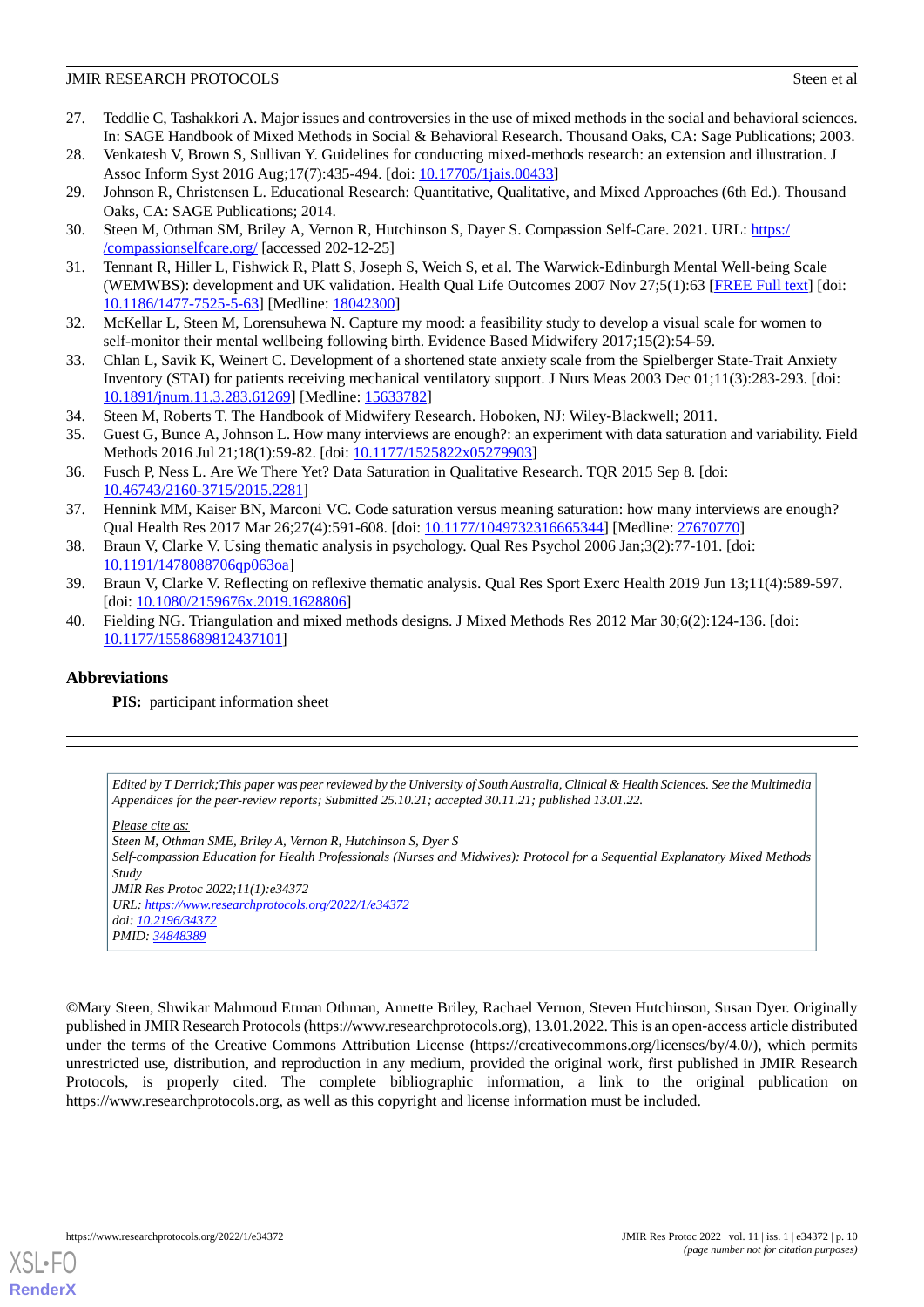27. Teddlie C, Tashakkori A. Major issues and controversies in the use of mixed methods in the social and behavioral sciences. In: SAGE Handbook of Mixed Methods in Social & Behavioral Research. Thousand Oaks, CA: Sage Publications; 2003.
28. Venkatesh V, Brown S, Sullivan Y. Guidelines for conducting mixed-methods research: an extension and illustration. J Assoc Inform Syst 2016 Aug;17(7):435-494. [doi: 10.17705/1jais.00433]
29. Johnson R, Christensen L. Educational Research: Quantitative, Qualitative, and Mixed Approaches (6th Ed.). Thousand Oaks, CA: SAGE Publications; 2014.
30. Steen M, Othman SM, Briley A, Vernon R, Hutchinson S, Dayer S. Compassion Self-Care. 2021. URL: https://compassionselfcare.org/ [accessed 202-12-25]
31. Tennant R, Hiller L, Fishwick R, Platt S, Joseph S, Weich S, et al. The Warwick-Edinburgh Mental Well-being Scale (WEMWBS): development and UK validation. Health Qual Life Outcomes 2007 Nov 27;5(1):63 [FREE Full text] [doi: 10.1186/1477-7525-5-63] [Medline: 18042300]
32. McKellar L, Steen M, Lorensuhewa N. Capture my mood: a feasibility study to develop a visual scale for women to self-monitor their mental wellbeing following birth. Evidence Based Midwifery 2017;15(2):54-59.
33. Chlan L, Savik K, Weinert C. Development of a shortened state anxiety scale from the Spielberger State-Trait Anxiety Inventory (STAI) for patients receiving mechanical ventilatory support. J Nurs Meas 2003 Dec 01;11(3):283-293. [doi: 10.1891/jnum.11.3.283.61269] [Medline: 15633782]
34. Steen M, Roberts T. The Handbook of Midwifery Research. Hoboken, NJ: Wiley-Blackwell; 2011.
35. Guest G, Bunce A, Johnson L. How many interviews are enough?: an experiment with data saturation and variability. Field Methods 2016 Jul 21;18(1):59-82. [doi: 10.1177/1525822x05279903]
36. Fusch P, Ness L. Are We There Yet? Data Saturation in Qualitative Research. TQR 2015 Sep 8. [doi: 10.46743/2160-3715/2015.2281]
37. Hennink MM, Kaiser BN, Marconi VC. Code saturation versus meaning saturation: how many interviews are enough? Qual Health Res 2017 Mar 26;27(4):591-608. [doi: 10.1177/1049732316665344] [Medline: 27670770]
38. Braun V, Clarke V. Using thematic analysis in psychology. Qual Res Psychol 2006 Jan;3(2):77-101. [doi: 10.1191/1478088706qp063oa]
39. Braun V, Clarke V. Reflecting on reflexive thematic analysis. Qual Res Sport Exerc Health 2019 Jun 13;11(4):589-597. [doi: 10.1080/2159676x.2019.1628806]
40. Fielding NG. Triangulation and mixed methods designs. J Mixed Methods Res 2012 Mar 30;6(2):124-136. [doi: 10.1177/1558689812437101]

## Abbreviations

**PIS:** participant information sheet

*Edited by T Derrick;This paper was peer reviewed by the University of South Australia, Clinical & Health Sciences. See the Multimedia Appendices for the peer-review reports; Submitted 25.10.21; accepted 30.11.21; published 13.01.22.*

*Please cite as:*
*Steen M, Othman SME, Briley A, Vernon R, Hutchinson S, Dyer S*
*Self-compassion Education for Health Professionals (Nurses and Midwives): Protocol for a Sequential Explanatory Mixed Methods Study*
*JMIR Res Protoc 2022;11(1):e34372*
*URL: https://www.researchprotocols.org/2022/1/e34372*
*doi: 10.2196/34372*
*PMID: 34848389*

©Mary Steen, Shwikar Mahmoud Etman Othman, Annette Briley, Rachael Vernon, Steven Hutchinson, Susan Dyer. Originally published in JMIR Research Protocols (https://www.researchprotocols.org), 13.01.2022. This is an open-access article distributed under the terms of the Creative Commons Attribution License (https://creativecommons.org/licenses/by/4.0/), which permits unrestricted use, distribution, and reproduction in any medium, provided the original work, first published in JMIR Research Protocols, is properly cited. The complete bibliographic information, a link to the original publication on https://www.researchprotocols.org, as well as this copyright and license information must be included.